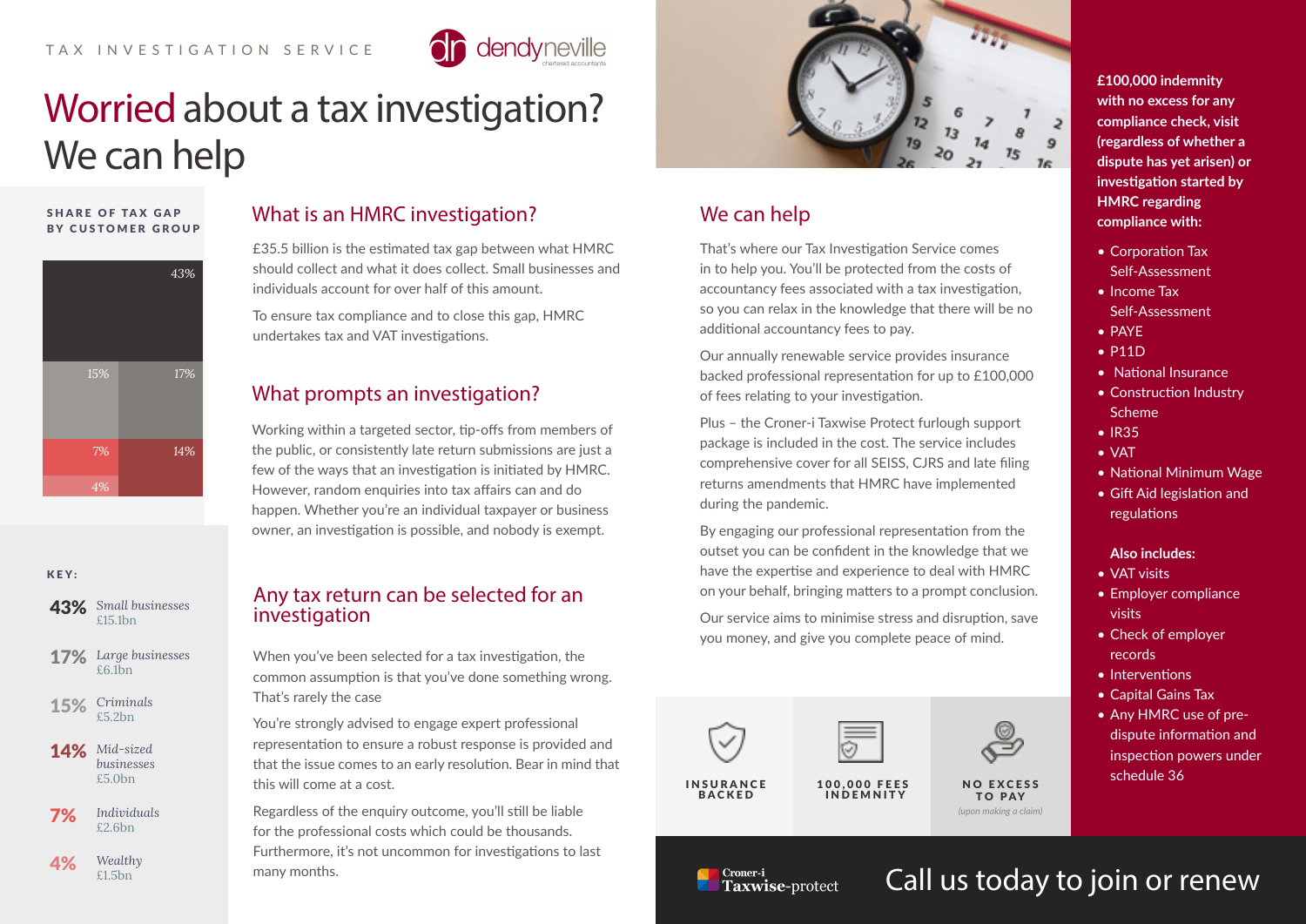TAX INVESTIGATION SERVICE

dendyneville chartered accountants

# Worried about a tax investigation? We can help

**SHARE OF TAX GAP BY CUSTOMER GROUP**

43%
15% 17%
7% 14%
4%

**KEY:**

| | |
|---|---|
| 43% | *Small businesses* £15.1bn |
| 17% | *Large businesses* £6.1bn |
| 15% | *Criminals* £5.2bn |
| 14% | *Mid-sized businesses* £5.0bn |
| 7% | *Individuals* £2.6bn |
| 4% | *Wealthy* £1.5bn |

## What is an HMRC investigation?

£35.5 billion is the estimated tax gap between what HMRC should collect and what it does collect. Small businesses and individuals account for over half of this amount.

To ensure tax compliance and to close this gap, HMRC undertakes tax and VAT investigations.

## What prompts an investigation?

Working within a targeted sector, tip-offs from members of the public, or consistently late return submissions are just a few of the ways that an investigation is initiated by HMRC. However, random enquiries into tax affairs can and do happen. Whether you're an individual taxpayer or business owner, an investigation is possible, and nobody is exempt.

## Any tax return can be selected for an investigation

When you've been selected for a tax investigation, the common assumption is that you've done something wrong. That's rarely the case

You're strongly advised to engage expert professional representation to ensure a robust response is provided and that the issue comes to an early resolution. Bear in mind that this will come at a cost.

Regardless of the enquiry outcome, you'll still be liable for the professional costs which could be thousands. Furthermore, it's not uncommon for investigations to last many months.

## We can help

That's where our Tax Investigation Service comes in to help you. You'll be protected from the costs of accountancy fees associated with a tax investigation, so you can relax in the knowledge that there will be no additional accountancy fees to pay.

Our annually renewable service provides insurance backed professional representation for up to £100,000 of fees relating to your investigation.

Plus – the Croner-i Taxwise Protect furlough support package is included in the cost. The service includes comprehensive cover for all SEISS, CJRS and late filing returns amendments that HMRC have implemented during the pandemic.

By engaging our professional representation from the outset you can be confident in the knowledge that we have the expertise and experience to deal with HMRC on your behalf, bringing matters to a prompt conclusion.

Our service aims to minimise stress and disruption, save you money, and give you complete peace of mind.

**INSURANCE BACKED**

**100,000 FEES INDEMNITY**

**NO EXCESS TO PAY**
*(upon making a claim)*

**£100,000 indemnity with no excess for any compliance check, visit (regardless of whether a dispute has yet arisen) or investigation started by HMRC regarding compliance with:**

- Corporation Tax Self-Assessment
- Income Tax Self-Assessment
- PAYE
- P11D
- National Insurance
- Construction Industry Scheme
- IR35
- VAT
- National Minimum Wage
- Gift Aid legislation and regulations

**Also includes:**

- VAT visits
- Employer compliance visits
- Check of employer records
- Interventions
- Capital Gains Tax
- Any HMRC use of pre-dispute information and inspection powers under schedule 36

Croner-i Taxwise-protect

Call us today to join or renew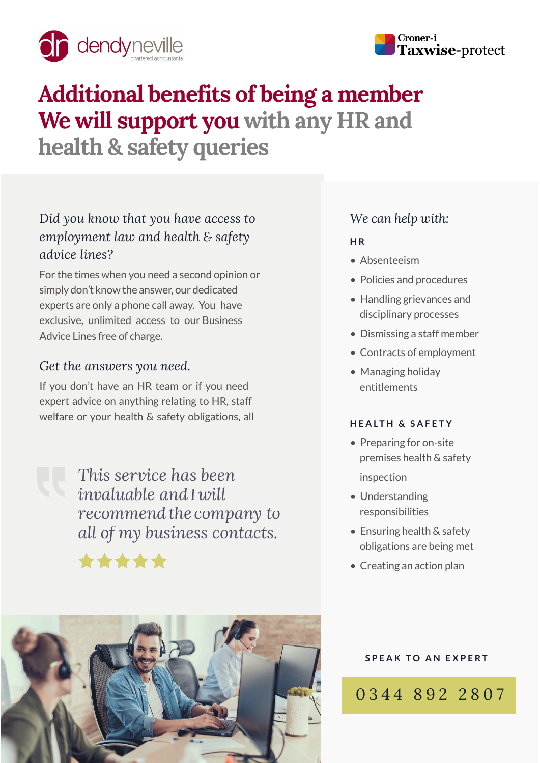dendyneville chartered accountants

Croner-i Taxwise-protect

# Additional benefits of being a member We will support you with any HR and health & safety queries

*Did you know that you have access to employment law and health & safety advice lines?*

For the times when you need a second opinion or simply don't know the answer, our dedicated experts are only a phone call away. You have exclusive, unlimited access to our Business Advice Lines free of charge.

*Get the answers you need.*

If you don't have an HR team or if you need expert advice on anything relating to HR, staff welfare or your health & safety obligations, all

> *This service has been invaluable and I will recommend the company to all of my business contacts.*
>
> ★★★★★

*We can help with:*

**HR**

- Absenteeism
- Policies and procedures
- Handling grievances and disciplinary processes
- Dismissing a staff member
- Contracts of employment
- Managing holiday entitlements

**HEALTH & SAFETY**

- Preparing for on-site premises health & safety inspection
- Understanding responsibilities
- Ensuring health & safety obligations are being met
- Creating an action plan

**SPEAK TO AN EXPERT**

**0344 892 2807**